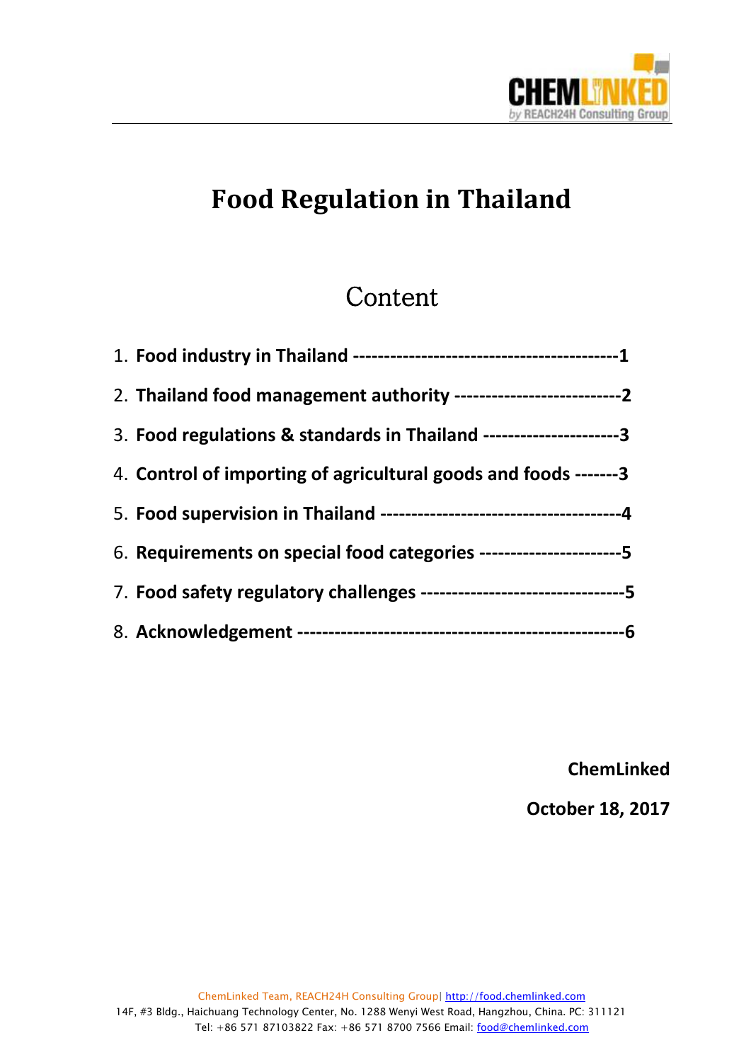# Food Regulation in Thailand

## Content

1. **Food industry in Thailand ------------------------------------------1**
2. **Thailand food management authority --------------------------2**
3. **Food regulations & standards in Thailand ---------------------3**
4. **Control of importing of agricultural goods and foods -------3**
5. **Food supervision in Thailand -------------------------------------4**
6. **Requirements on special food categories ----------------------5**
7. **Food safety regulatory challenges --------------------------------5**
8. **Acknowledgement ---------------------------------------------------6**

**ChemLinked**

**October 18, 2017**

ChemLinked Team, REACH24H Consulting Group| http://food.chemlinked.com
14F, #3 Bldg., Haichuang Technology Center, No. 1288 Wenyi West Road, Hangzhou, China. PC: 311121
Tel: +86 571 87103822 Fax: +86 571 8700 7566 Email: food@chemlinked.com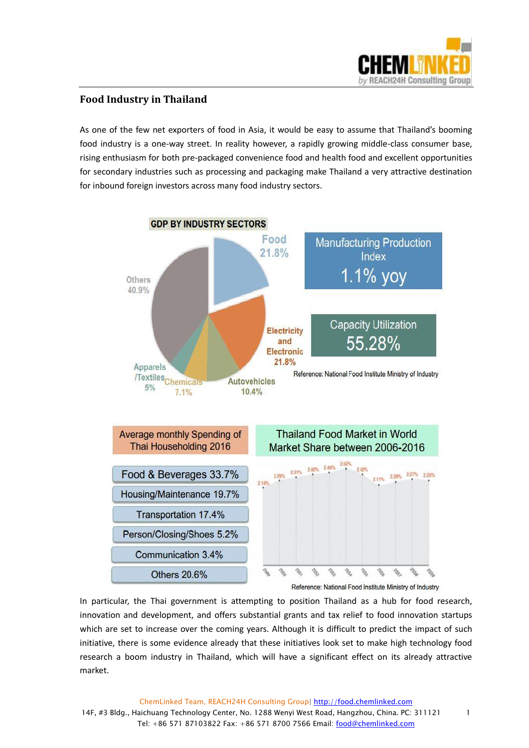## Food Industry in Thailand

As one of the few net exporters of food in Asia, it would be easy to assume that Thailand's booming food industry is a one-way street. In reality however, a rapidly growing middle-class consumer base, rising enthusiasm for both pre-packaged convenience food and health food and excellent opportunities for secondary industries such as processing and packaging make Thailand a very attractive destination for inbound foreign investors across many food industry sectors.

**GDP BY INDUSTRY SECTORS**

- Food 21.8%
- Electricity and Electronic 21.8%
- Autovehicles 10.4%
- Chemicals 7.1%
- Apparels /Textiles 5%
- Others 40.9%

**Manufacturing Production Index:** 1.1% yoy

**Capacity Utilization:** 55.28%

Reference: National Food Institute Ministry of Industry

**Average monthly Spending of Thai Householding 2016**

- Food & Beverages 33.7%
- Housing/Maintenance 19.7%
- Transportation 17.4%
- Person/Closing/Shoes 5.2%
- Communication 3.4%
- Others 20.6%

**Thailand Food Market in World Market Share between 2006-2016**

| 2549 | 2550 | 2551 | 2552 | 2553 | 2554 | 2555 | 2556 | 2557 | 2558 | 2559 |
|---|---|---|---|---|---|---|---|---|---|---|
| 2.14% | 2.25% | 2.31% | 2.42% | 2.44% | 2.52% | 2.42% | 2.17% | 2.20% | 2.27% | 2.25% |

Reference: National Food Institute Ministry of Industry

In particular, the Thai government is attempting to position Thailand as a hub for food research, innovation and development, and offers substantial grants and tax relief to food innovation startups which are set to increase over the coming years. Although it is difficult to predict the impact of such initiative, there is some evidence already that these initiatives look set to make high technology food research a boom industry in Thailand, which will have a significant effect on its already attractive market.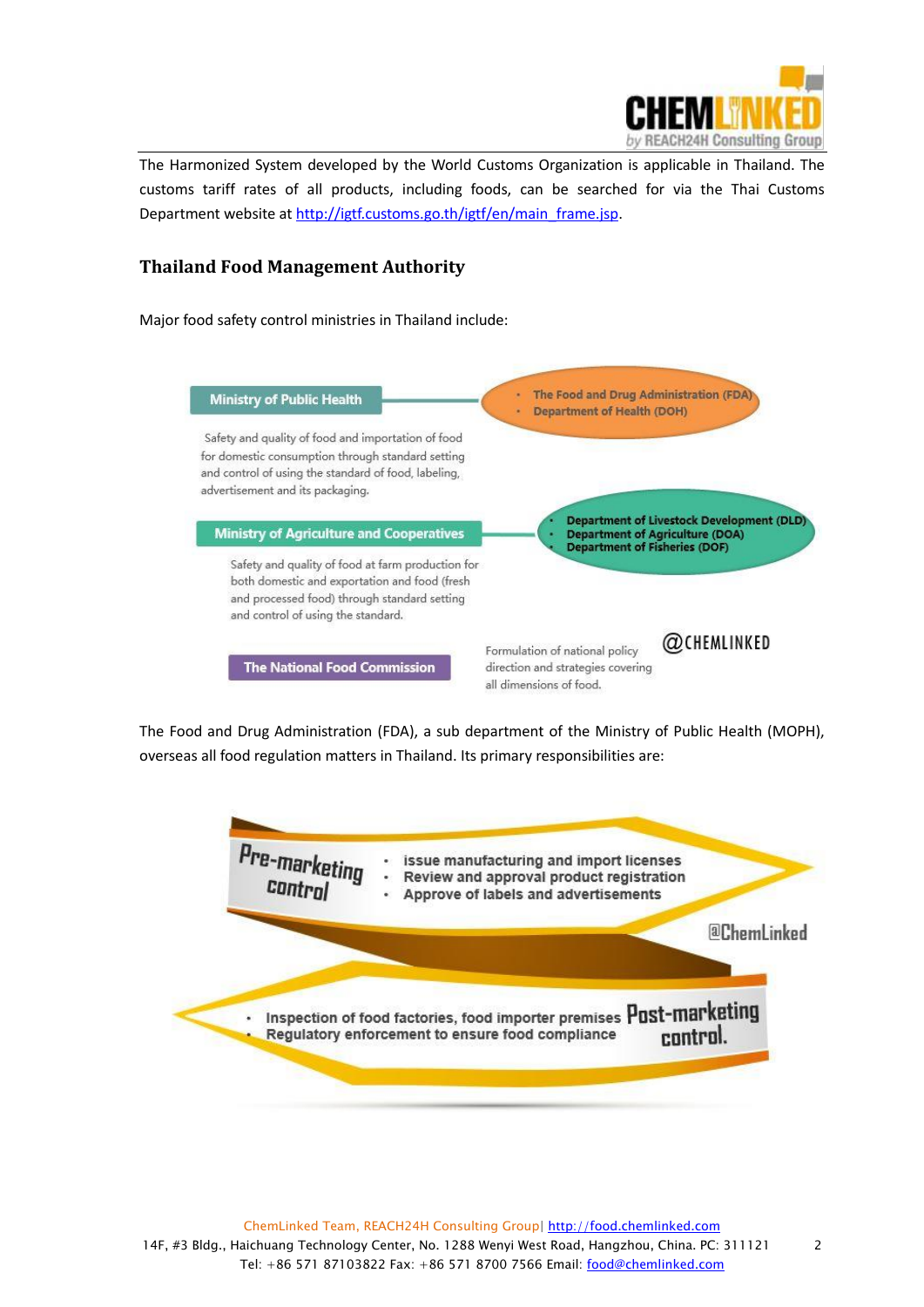The Harmonized System developed by the World Customs Organization is applicable in Thailand. The customs tariff rates of all products, including foods, can be searched for via the Thai Customs Department website at http://igtf.customs.go.th/igtf/en/main_frame.jsp.

## Thailand Food Management Authority

Major food safety control ministries in Thailand include:

**Ministry of Public Health**

- The Food and Drug Administration (FDA)
- Department of Health (DOH)

Safety and quality of food and importation of food for domestic consumption through standard setting and control of using the standard of food, labeling, advertisement and its packaging.

**Ministry of Agriculture and Cooperatives**

- Department of Livestock Development (DLD)
- Department of Agriculture (DOA)
- Department of Fisheries (DOF)

Safety and quality of food at farm production for both domestic and exportation and food (fresh and processed food) through standard setting and control of using the standard.

**The National Food Commission**

Formulation of national policy direction and strategies covering all dimensions of food.

@CHEMLINKED

The Food and Drug Administration (FDA), a sub department of the Ministry of Public Health (MOPH), overseas all food regulation matters in Thailand. Its primary responsibilities are:

**Pre-marketing control**

- issue manufacturing and import licenses
- Review and approval product registration
- Approve of labels and advertisements

@ChemLinked

**Post-marketing control.**

- Inspection of food factories, food importer premises
- Regulatory enforcement to ensure food compliance

ChemLinked Team, REACH24H Consulting Group| http://food.chemlinked.com
14F, #3 Bldg., Haichuang Technology Center, No. 1288 Wenyi West Road, Hangzhou, China. PC: 311121
Tel: +86 571 87103822 Fax: +86 571 8700 7566 Email: food@chemlinked.com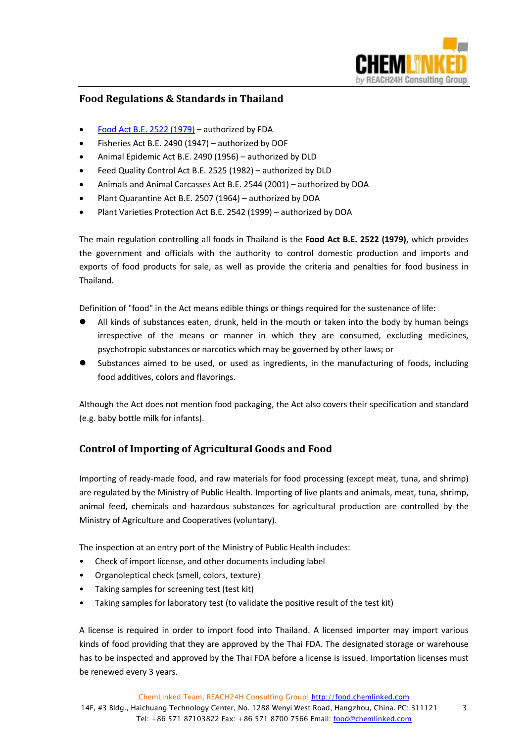## Food Regulations & Standards in Thailand

- [Food Act B.E. 2522 (1979)]() – authorized by FDA
- Fisheries Act B.E. 2490 (1947) – authorized by DOF
- Animal Epidemic Act B.E. 2490 (1956) – authorized by DLD
- Feed Quality Control Act B.E. 2525 (1982) – authorized by DLD
- Animals and Animal Carcasses Act B.E. 2544 (2001) – authorized by DOA
- Plant Quarantine Act B.E. 2507 (1964) – authorized by DOA
- Plant Varieties Protection Act B.E. 2542 (1999) – authorized by DOA

The main regulation controlling all foods in Thailand is the **Food Act B.E. 2522 (1979)**, which provides the government and officials with the authority to control domestic production and imports and exports of food products for sale, as well as provide the criteria and penalties for food business in Thailand.

Definition of "food" in the Act means edible things or things required for the sustenance of life:

- All kinds of substances eaten, drunk, held in the mouth or taken into the body by human beings irrespective of the means or manner in which they are consumed, excluding medicines, psychotropic substances or narcotics which may be governed by other laws; or
- Substances aimed to be used, or used as ingredients, in the manufacturing of foods, including food additives, colors and flavorings.

Although the Act does not mention food packaging, the Act also covers their specification and standard (e.g. baby bottle milk for infants).

## Control of Importing of Agricultural Goods and Food

Importing of ready-made food, and raw materials for food processing (except meat, tuna, and shrimp) are regulated by the Ministry of Public Health. Importing of live plants and animals, meat, tuna, shrimp, animal feed, chemicals and hazardous substances for agricultural production are controlled by the Ministry of Agriculture and Cooperatives (voluntary).

The inspection at an entry port of the Ministry of Public Health includes:

- Check of import license, and other documents including label
- Organoleptical check (smell, colors, texture)
- Taking samples for screening test (test kit)
- Taking samples for laboratory test (to validate the positive result of the test kit)

A license is required in order to import food into Thailand. A licensed importer may import various kinds of food providing that they are approved by the Thai FDA. The designated storage or warehouse has to be inspected and approved by the Thai FDA before a license is issued. Importation licenses must be renewed every 3 years.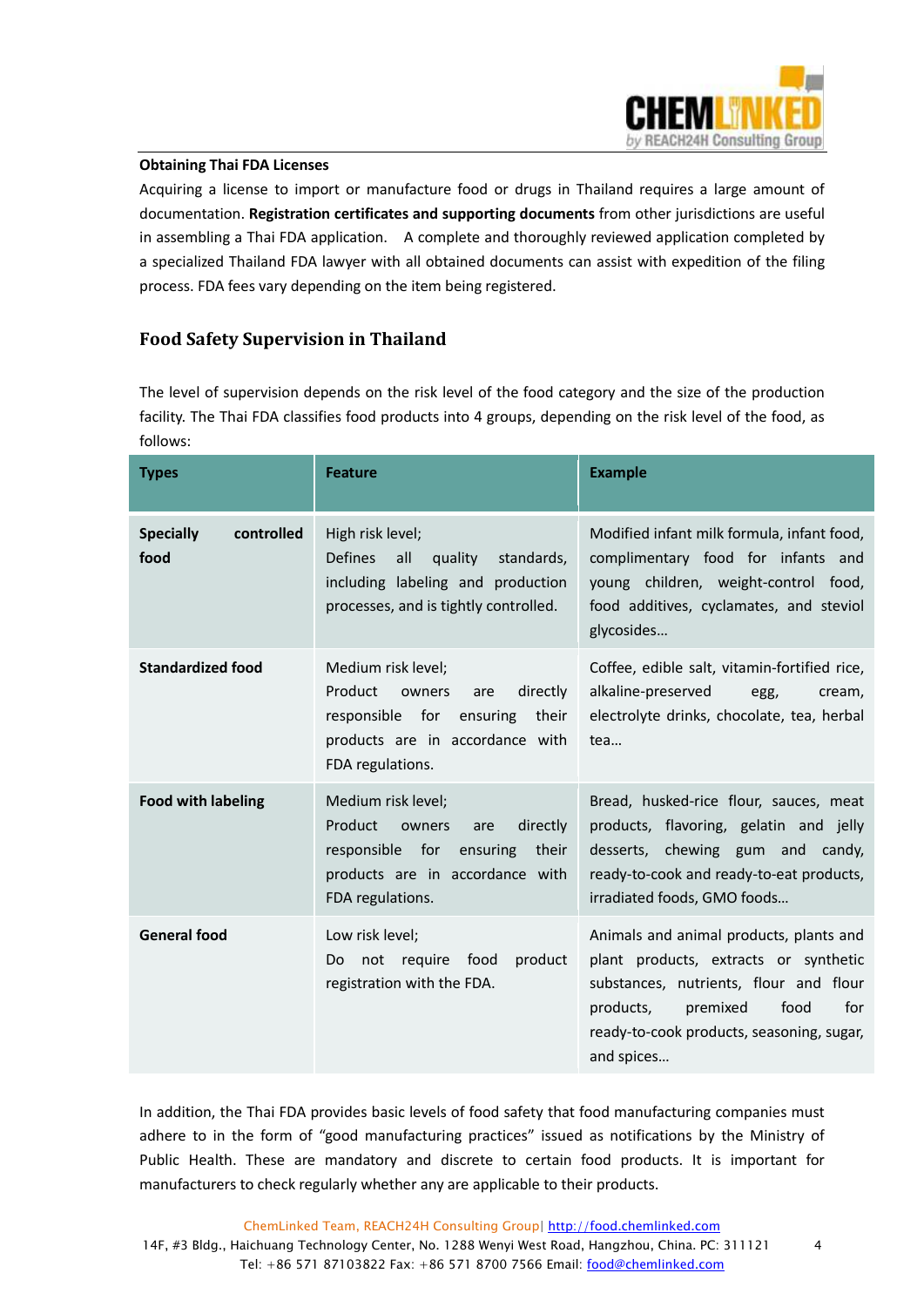**Obtaining Thai FDA Licenses**

Acquiring a license to import or manufacture food or drugs in Thailand requires a large amount of documentation. **Registration certificates and supporting documents** from other jurisdictions are useful in assembling a Thai FDA application. A complete and thoroughly reviewed application completed by a specialized Thailand FDA lawyer with all obtained documents can assist with expedition of the filing process. FDA fees vary depending on the item being registered.

## Food Safety Supervision in Thailand

The level of supervision depends on the risk level of the food category and the size of the production facility. The Thai FDA classifies food products into 4 groups, depending on the risk level of the food, as follows:

| Types | Feature | Example |
|---|---|---|
| **Specially controlled food** | High risk level; Defines all quality standards, including labeling and production processes, and is tightly controlled. | Modified infant milk formula, infant food, complimentary food for infants and young children, weight-control food, food additives, cyclamates, and steviol glycosides… |
| **Standardized food** | Medium risk level; Product owners are directly responsible for ensuring their products are in accordance with FDA regulations. | Coffee, edible salt, vitamin-fortified rice, alkaline-preserved egg, cream, electrolyte drinks, chocolate, tea, herbal tea… |
| **Food with labeling** | Medium risk level; Product owners are directly responsible for ensuring their products are in accordance with FDA regulations. | Bread, husked-rice flour, sauces, meat products, flavoring, gelatin and jelly desserts, chewing gum and candy, ready-to-cook and ready-to-eat products, irradiated foods, GMO foods… |
| **General food** | Low risk level; Do not require food product registration with the FDA. | Animals and animal products, plants and plant products, extracts or synthetic substances, nutrients, flour and flour products, premixed food for ready-to-cook products, seasoning, sugar, and spices… |

In addition, the Thai FDA provides basic levels of food safety that food manufacturing companies must adhere to in the form of "good manufacturing practices" issued as notifications by the Ministry of Public Health. These are mandatory and discrete to certain food products. It is important for manufacturers to check regularly whether any are applicable to their products.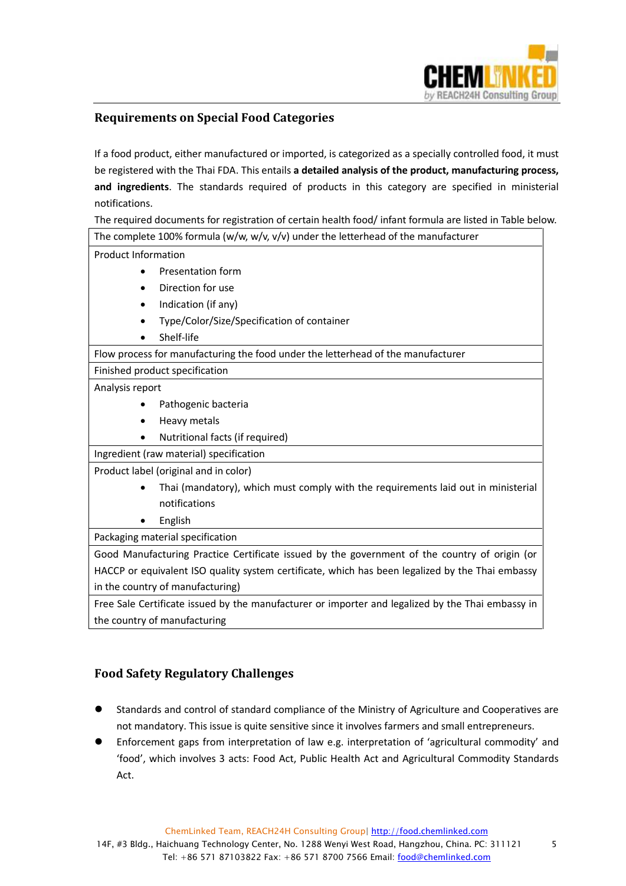## Requirements on Special Food Categories

If a food product, either manufactured or imported, is categorized as a specially controlled food, it must be registered with the Thai FDA. This entails **a detailed analysis of the product, manufacturing process, and ingredients**. The standards required of products in this category are specified in ministerial notifications.

The required documents for registration of certain health food/ infant formula are listed in Table below.

| The complete 100% formula (w/w, w/v, v/v) under the letterhead of the manufacturer |
|---|
| Product Information<br>• Presentation form<br>• Direction for use<br>• Indication (if any)<br>• Type/Color/Size/Specification of container<br>• Shelf-life |
| Flow process for manufacturing the food under the letterhead of the manufacturer |
| Finished product specification |
| Analysis report<br>• Pathogenic bacteria<br>• Heavy metals<br>• Nutritional facts (if required) |
| Ingredient (raw material) specification |
| Product label (original and in color)<br>• Thai (mandatory), which must comply with the requirements laid out in ministerial notifications<br>• English |
| Packaging material specification |
| Good Manufacturing Practice Certificate issued by the government of the country of origin (or HACCP or equivalent ISO quality system certificate, which has been legalized by the Thai embassy in the country of manufacturing) |
| Free Sale Certificate issued by the manufacturer or importer and legalized by the Thai embassy in the country of manufacturing |

## Food Safety Regulatory Challenges

- Standards and control of standard compliance of the Ministry of Agriculture and Cooperatives are not mandatory. This issue is quite sensitive since it involves farmers and small entrepreneurs.
- Enforcement gaps from interpretation of law e.g. interpretation of 'agricultural commodity' and 'food', which involves 3 acts: Food Act, Public Health Act and Agricultural Commodity Standards Act.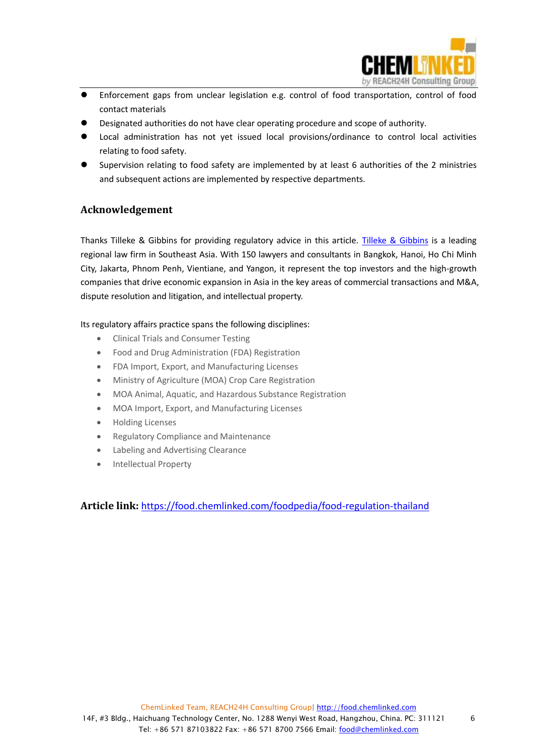- Enforcement gaps from unclear legislation e.g. control of food transportation, control of food contact materials
- Designated authorities do not have clear operating procedure and scope of authority.
- Local administration has not yet issued local provisions/ordinance to control local activities relating to food safety.
- Supervision relating to food safety are implemented by at least 6 authorities of the 2 ministries and subsequent actions are implemented by respective departments.

## Acknowledgement

Thanks Tilleke & Gibbins for providing regulatory advice in this article. [Tilleke & Gibbins]() is a leading regional law firm in Southeast Asia. With 150 lawyers and consultants in Bangkok, Hanoi, Ho Chi Minh City, Jakarta, Phnom Penh, Vientiane, and Yangon, it represent the top investors and the high-growth companies that drive economic expansion in Asia in the key areas of commercial transactions and M&A, dispute resolution and litigation, and intellectual property.

Its regulatory affairs practice spans the following disciplines:

- Clinical Trials and Consumer Testing
- Food and Drug Administration (FDA) Registration
- FDA Import, Export, and Manufacturing Licenses
- Ministry of Agriculture (MOA) Crop Care Registration
- MOA Animal, Aquatic, and Hazardous Substance Registration
- MOA Import, Export, and Manufacturing Licenses
- Holding Licenses
- Regulatory Compliance and Maintenance
- Labeling and Advertising Clearance
- Intellectual Property

**Article link:** [https://food.chemlinked.com/foodpedia/food-regulation-thailand](https://food.chemlinked.com/foodpedia/food-regulation-thailand)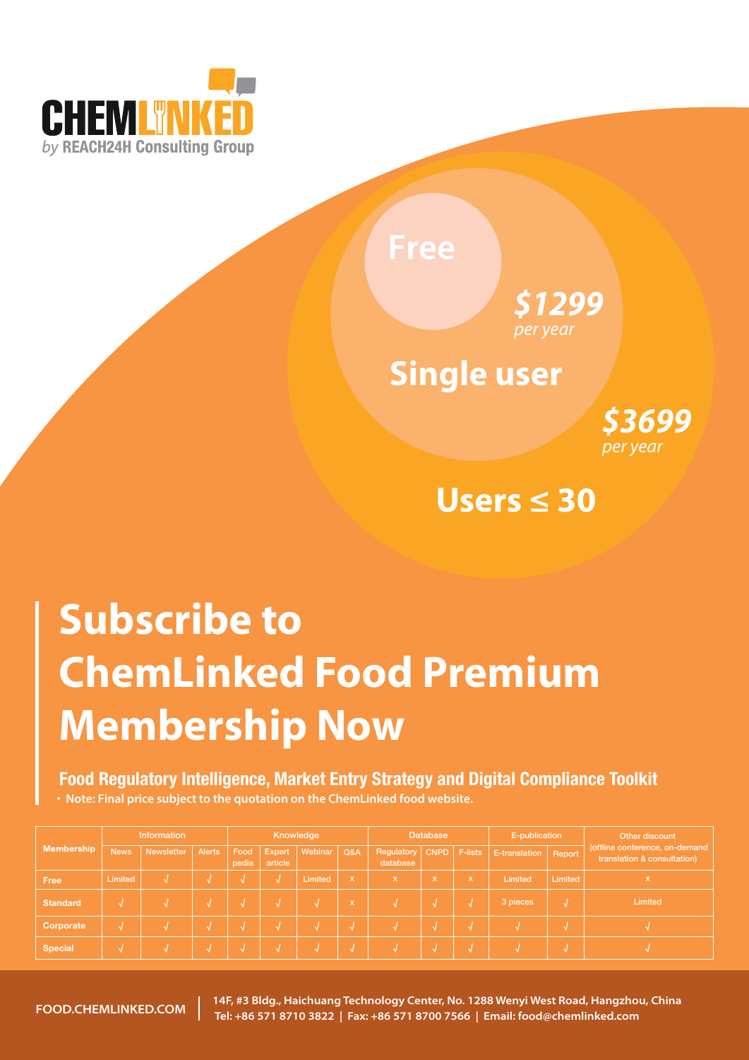CHEMLINKED
by REACH24H Consulting Group

Free

*$1299*
*per year*

Single user

*$3699*
*per year*

Users ≤ 30

# Subscribe to ChemLinked Food Premium Membership Now

**Food Regulatory Intelligence, Market Entry Strategy and Digital Compliance Toolkit**

- **Note: Final price subject to the quotation on the ChemLinked food website.**

| Membership | Information | | | Knowledge | | | | Database | | | E-publication | | Other discount (offline conference, on-demand translation & consultation) |
|---|---|---|---|---|---|---|---|---|---|---|---|---|---|
| | News | Newsletter | Alerts | Food pedia | Expert article | Webinar | Q&A | Regulatory database | CNPD | F-lists | E-translation | Report | |
| **Free** | Limited | √ | √ | √ | √ | Limited | x | x | x | x | Limited | Limited | x |
| **Standard** | √ | √ | √ | √ | √ | √ | x | √ | √ | √ | 3 pieces | √ | Limited |
| **Corporate** | √ | √ | √ | √ | √ | √ | √ | √ | √ | √ | √ | √ | √ |
| **Special** | √ | √ | √ | √ | √ | √ | √ | √ | √ | √ | √ | √ | √ |

FOOD.CHEMLINKED.COM | 14F, #3 Bldg., Haichuang Technology Center, No. 1288 Wenyi West Road, Hangzhou, China
Tel: +86 571 8710 3822 | Fax: +86 571 8700 7566 | Email: food@chemlinked.com